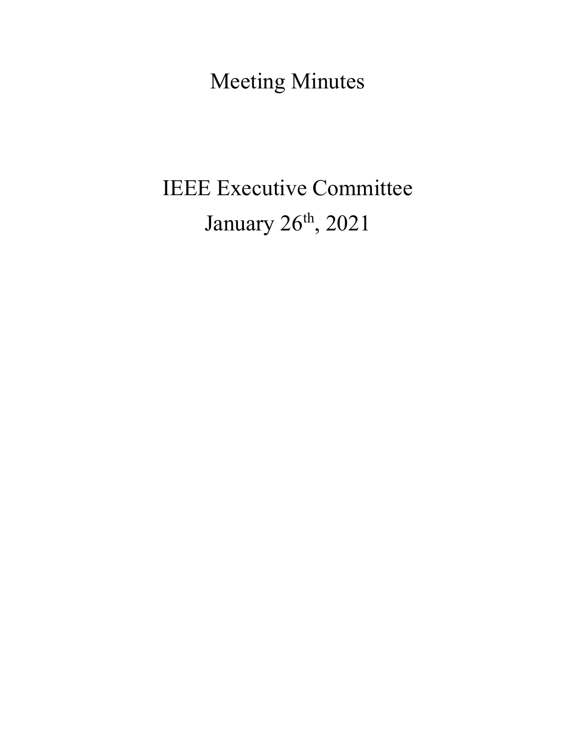# Meeting Minutes

# IEEE Executive Committee

# January 26th, 2021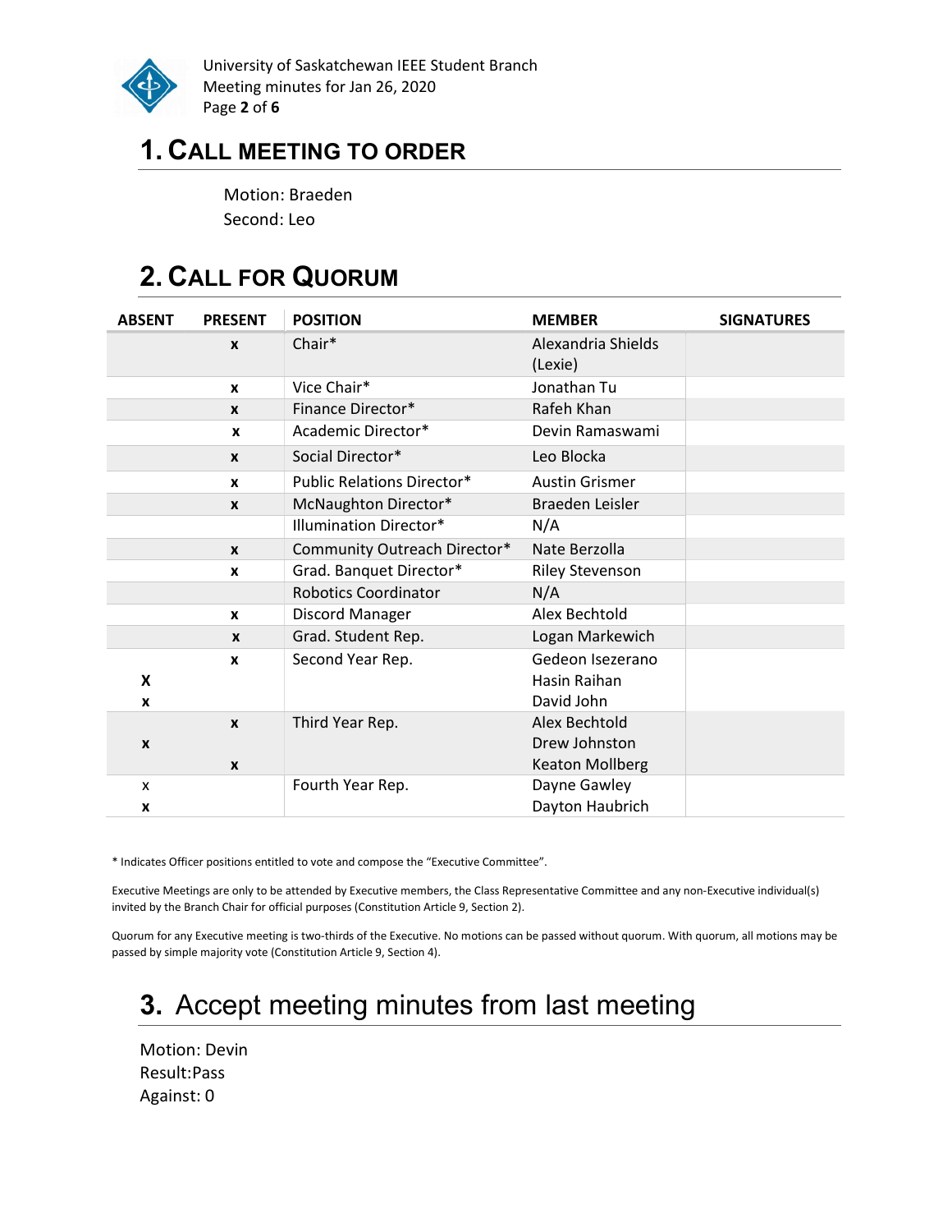# 1. Call Meeting to Order

Motion: Braeden
Second: Leo

# 2. Call for Quorum

| ABSENT | PRESENT | POSITION | MEMBER | SIGNATURES |
|---|---|---|---|---|
| | x | Chair* | Alexandria Shields (Lexie) | |
| | x | Vice Chair* | Jonathan Tu | |
| | x | Finance Director* | Rafeh Khan | |
| | x | Academic Director* | Devin Ramaswami | |
| | x | Social Director* | Leo Blocka | |
| | x | Public Relations Director* | Austin Grismer | |
| | x | McNaughton Director* | Braeden Leisler | |
| | | Illumination Director* | N/A | |
| | x | Community Outreach Director* | Nate Berzolla | |
| | x | Grad. Banquet Director* | Riley Stevenson | |
| | | Robotics Coordinator | N/A | |
| | x | Discord Manager | Alex Bechtold | |
| | x | Grad. Student Rep. | Logan Markewich | |
| | x | Second Year Rep. | Gedeon Isezerano | |
| X | | | Hasin Raihan | |
| x | | | David John | |
| | x | Third Year Rep. | Alex Bechtold | |
| x | | | Drew Johnston | |
| | x | | Keaton Mollberg | |
| x | | Fourth Year Rep. | Dayne Gawley | |
| x | | | Dayton Haubrich | |

* Indicates Officer positions entitled to vote and compose the "Executive Committee".

Executive Meetings are only to be attended by Executive members, the Class Representative Committee and any non-Executive individual(s) invited by the Branch Chair for official purposes (Constitution Article 9, Section 2).

Quorum for any Executive meeting is two-thirds of the Executive. No motions can be passed without quorum. With quorum, all motions may be passed by simple majority vote (Constitution Article 9, Section 4).

# 3. Accept meeting minutes from last meeting

Motion: Devin
Result:Pass
Against: 0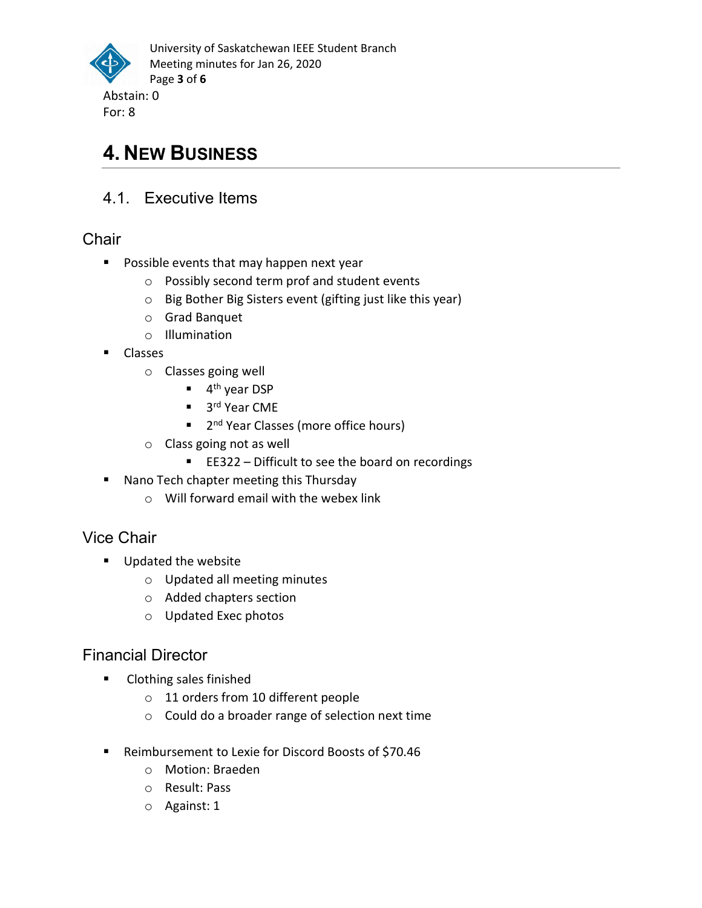Abstain: 0
For: 8

# 4. New Business

## 4.1. Executive Items

### Chair

- Possible events that may happen next year
  - Possibly second term prof and student events
  - Big Bother Big Sisters event (gifting just like this year)
  - Grad Banquet
  - Illumination
- Classes
  - Classes going well
    - 4th year DSP
    - 3rd Year CME
    - 2nd Year Classes (more office hours)
  - Class going not as well
    - EE322 – Difficult to see the board on recordings
- Nano Tech chapter meeting this Thursday
  - Will forward email with the webex link

### Vice Chair

- Updated the website
  - Updated all meeting minutes
  - Added chapters section
  - Updated Exec photos

### Financial Director

- Clothing sales finished
  - 11 orders from 10 different people
  - Could do a broader range of selection next time

- Reimbursement to Lexie for Discord Boosts of $70.46
  - Motion: Braeden
  - Result: Pass
  - Against: 1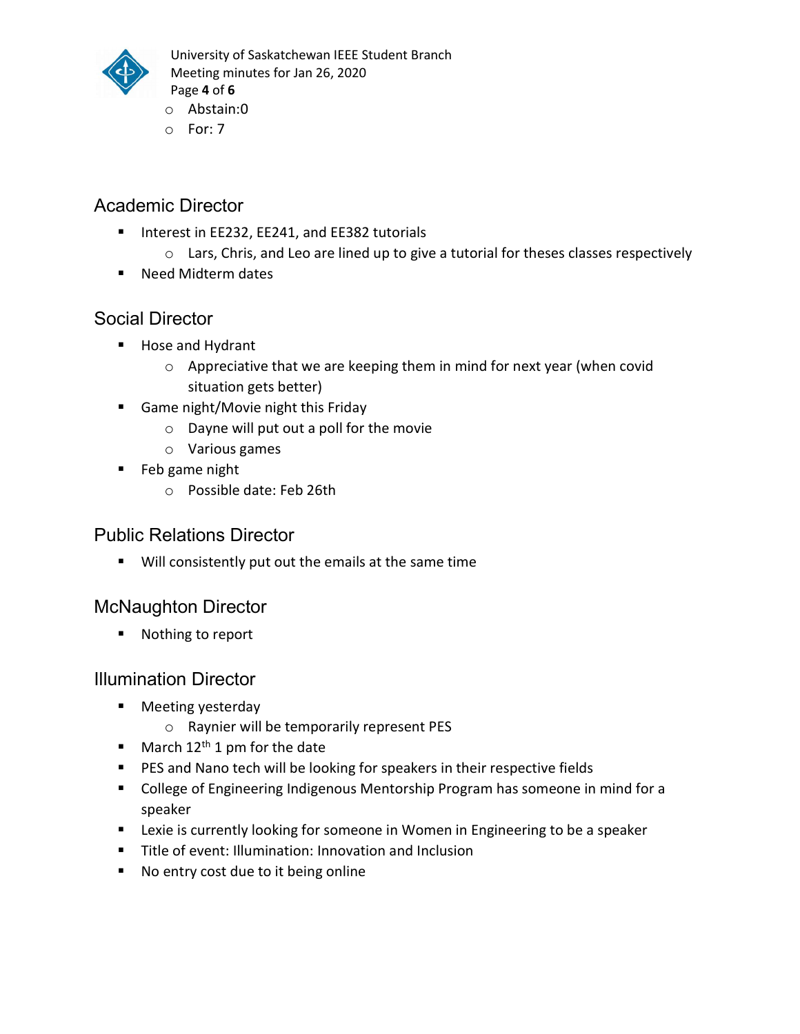- Abstain:0
- For: 7

## Academic Director

- Interest in EE232, EE241, and EE382 tutorials
  - Lars, Chris, and Leo are lined up to give a tutorial for theses classes respectively
- Need Midterm dates

## Social Director

- Hose and Hydrant
  - Appreciative that we are keeping them in mind for next year (when covid situation gets better)
- Game night/Movie night this Friday
  - Dayne will put out a poll for the movie
  - Various games
- Feb game night
  - Possible date: Feb 26th

## Public Relations Director

- Will consistently put out the emails at the same time

## McNaughton Director

- Nothing to report

## Illumination Director

- Meeting yesterday
  - Raynier will be temporarily represent PES
- March 12th 1 pm for the date
- PES and Nano tech will be looking for speakers in their respective fields
- College of Engineering Indigenous Mentorship Program has someone in mind for a speaker
- Lexie is currently looking for someone in Women in Engineering to be a speaker
- Title of event: Illumination: Innovation and Inclusion
- No entry cost due to it being online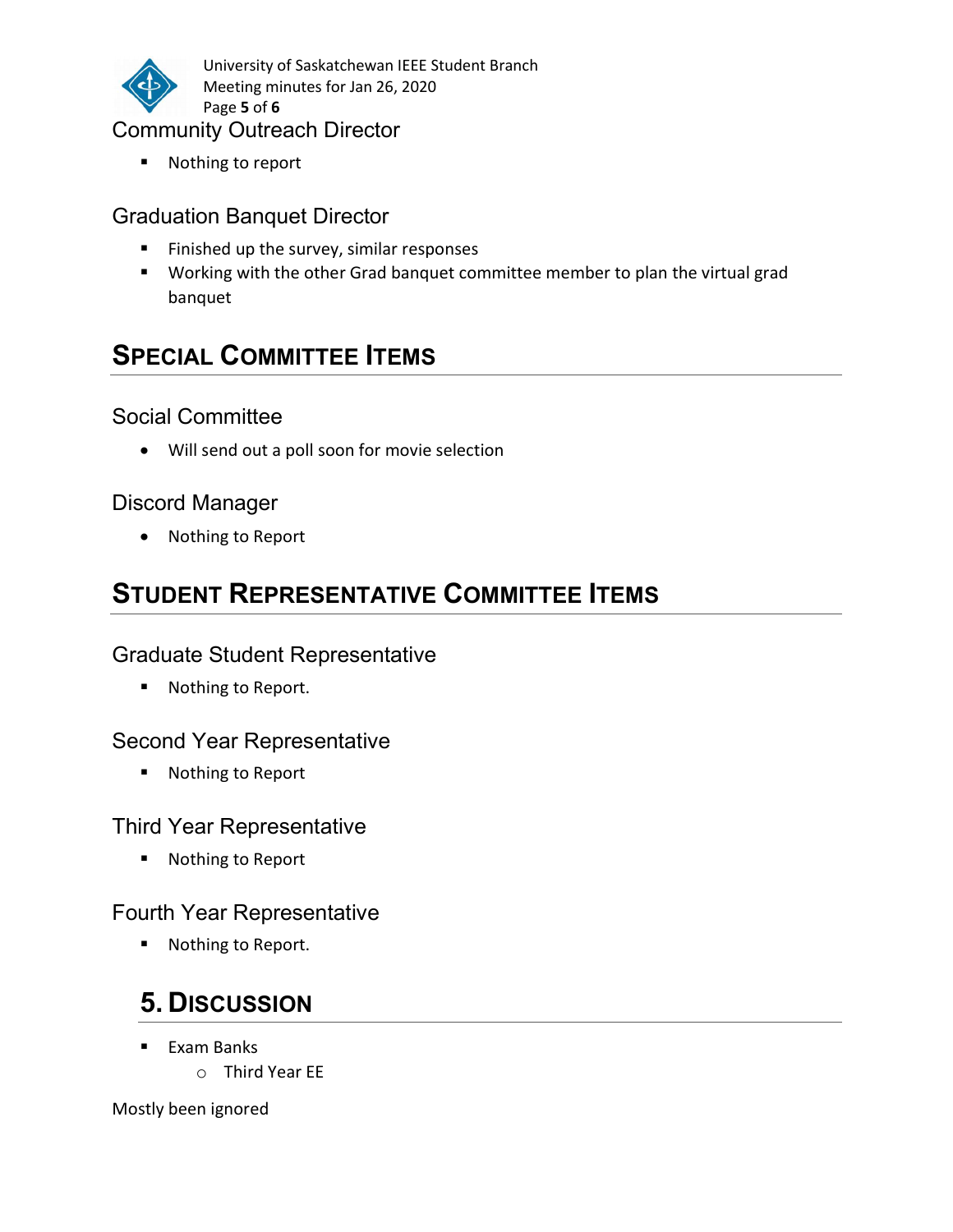### Community Outreach Director

- Nothing to report

### Graduation Banquet Director

- Finished up the survey, similar responses
- Working with the other Grad banquet committee member to plan the virtual grad banquet

## Special Committee Items

### Social Committee

- Will send out a poll soon for movie selection

### Discord Manager

- Nothing to Report

## Student Representative Committee Items

### Graduate Student Representative

- Nothing to Report.

### Second Year Representative

- Nothing to Report

### Third Year Representative

- Nothing to Report

### Fourth Year Representative

- Nothing to Report.

## 5. Discussion

- Exam Banks
  - Third Year EE

Mostly been ignored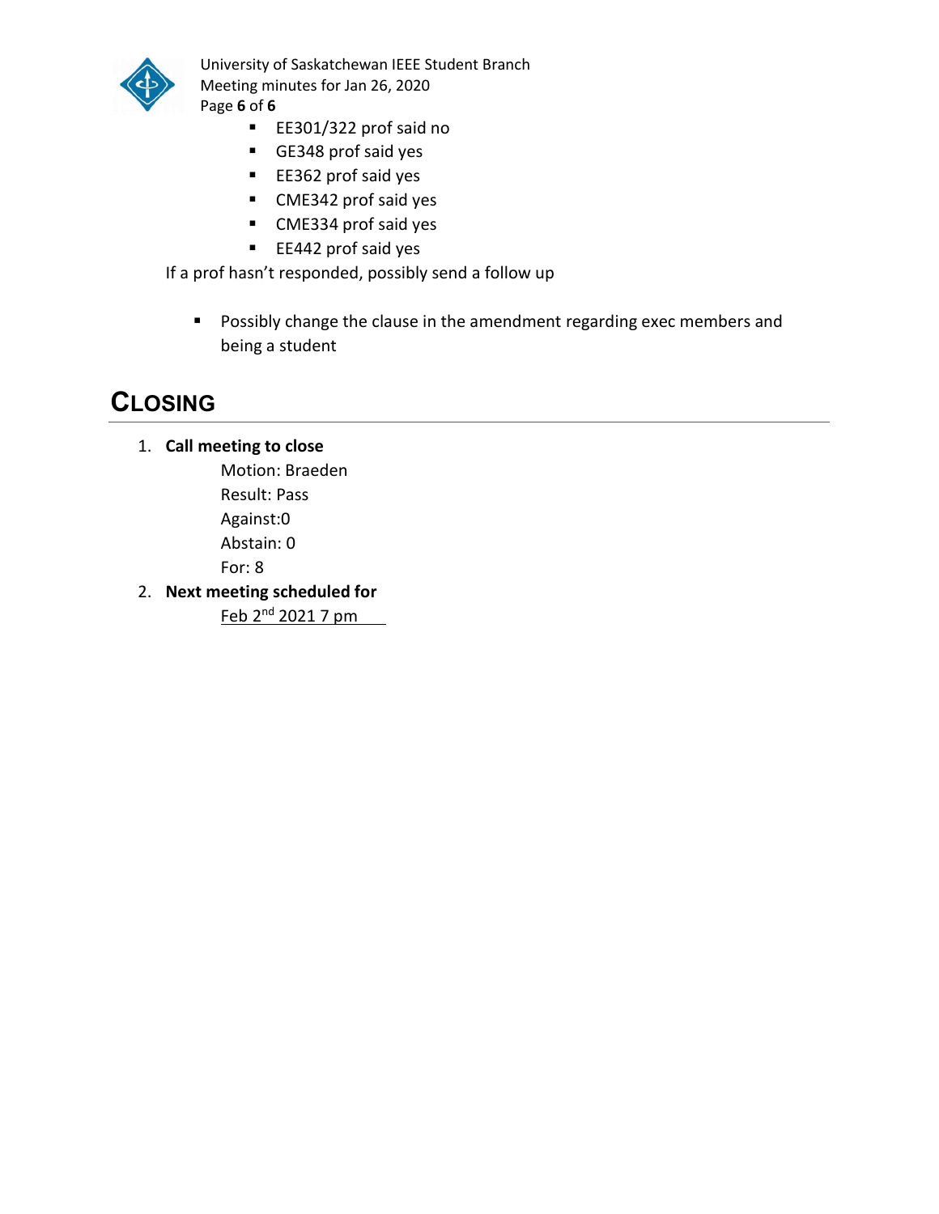- EE301/322 prof said no
- GE348 prof said yes
- EE362 prof said yes
- CME342 prof said yes
- CME334 prof said yes
- EE442 prof said yes

If a prof hasn't responded, possibly send a follow up

- Possibly change the clause in the amendment regarding exec members and being a student

# CLOSING

1. **Call meeting to close**

   Motion: Braeden
   Result: Pass
   Against:0
   Abstain: 0
   For: 8

2. **Next meeting scheduled for**

   Feb 2nd 2021 7 pm